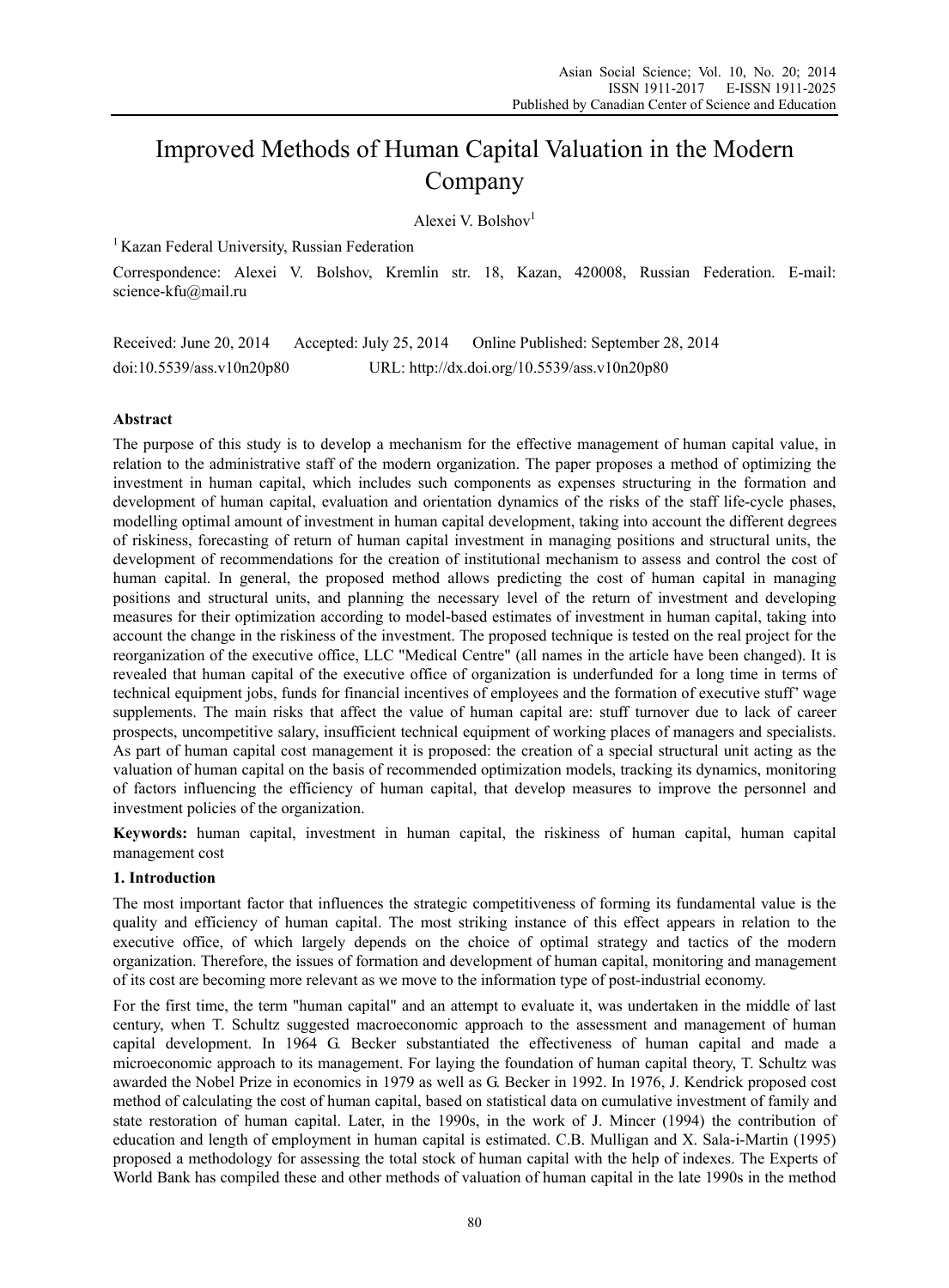# Improved Methods of Human Capital Valuation in the Modern Company

Alexei V. Bolshov[1]

[1] Kazan Federal University, Russian Federation

Correspondence: Alexei V. Bolshov, Kremlin str. 18, Kazan, 420008, Russian Federation. E-mail: science-kfu@mail.ru

Received: June 20, 2014 Accepted: July 25, 2014 Online Published: September 28, 2014

doi:10.5539/ass.v10n20p80 URL: http://dx.doi.org/10.5539/ass.v10n20p80

## Abstract

The purpose of this study is to develop a mechanism for the effective management of human capital value, in relation to the administrative staff of the modern organization. The paper proposes a method of optimizing the investment in human capital, which includes such components as expenses structuring in the formation and development of human capital, evaluation and orientation dynamics of the risks of the staff life-cycle phases, modelling optimal amount of investment in human capital development, taking into account the different degrees of riskiness, forecasting of return of human capital investment in managing positions and structural units, the development of recommendations for the creation of institutional mechanism to assess and control the cost of human capital. In general, the proposed method allows predicting the cost of human capital in managing positions and structural units, and planning the necessary level of the return of investment and developing measures for their optimization according to model-based estimates of investment in human capital, taking into account the change in the riskiness of the investment. The proposed technique is tested on the real project for the reorganization of the executive office, LLC "Medical Centre" (all names in the article have been changed). It is revealed that human capital of the executive office of organization is underfunded for a long time in terms of technical equipment jobs, funds for financial incentives of employees and the formation of executive stuff' wage supplements. The main risks that affect the value of human capital are: stuff turnover due to lack of career prospects, uncompetitive salary, insufficient technical equipment of working places of managers and specialists. As part of human capital cost management it is proposed: the creation of a special structural unit acting as the valuation of human capital on the basis of recommended optimization models, tracking its dynamics, monitoring of factors influencing the efficiency of human capital, that develop measures to improve the personnel and investment policies of the organization.

**Keywords:** human capital, investment in human capital, the riskiness of human capital, human capital management cost

## 1. Introduction

The most important factor that influences the strategic competitiveness of forming its fundamental value is the quality and efficiency of human capital. The most striking instance of this effect appears in relation to the executive office, of which largely depends on the choice of optimal strategy and tactics of the modern organization. Therefore, the issues of formation and development of human capital, monitoring and management of its cost are becoming more relevant as we move to the information type of post-industrial economy.

For the first time, the term "human capital" and an attempt to evaluate it, was undertaken in the middle of last century, when T. Schultz suggested macroeconomic approach to the assessment and management of human capital development. In 1964 G. Becker substantiated the effectiveness of human capital and made a microeconomic approach to its management. For laying the foundation of human capital theory, T. Schultz was awarded the Nobel Prize in economics in 1979 as well as G. Becker in 1992. In 1976, J. Kendrick proposed cost method of calculating the cost of human capital, based on statistical data on cumulative investment of family and state restoration of human capital. Later, in the 1990s, in the work of J. Mincer (1994) the contribution of education and length of employment in human capital is estimated. C.B. Mulligan and X. Sala-i-Martin (1995) proposed a methodology for assessing the total stock of human capital with the help of indexes. The Experts of World Bank has compiled these and other methods of valuation of human capital in the late 1990s in the method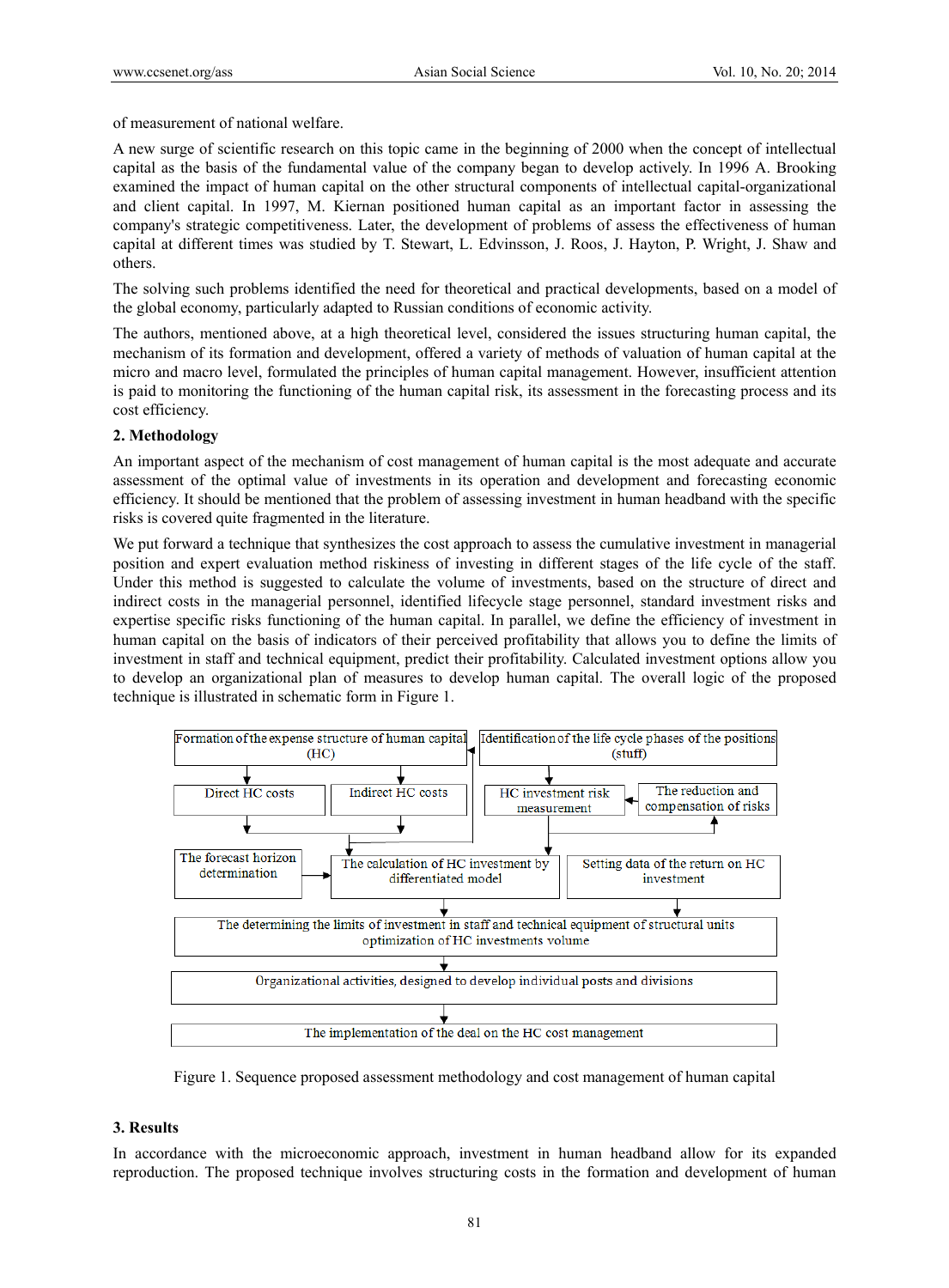of measurement of national welfare.

A new surge of scientific research on this topic came in the beginning of 2000 when the concept of intellectual capital as the basis of the fundamental value of the company began to develop actively. In 1996 A. Brooking examined the impact of human capital on the other structural components of intellectual capital-organizational and client capital. In 1997, M. Kiernan positioned human capital as an important factor in assessing the company's strategic competitiveness. Later, the development of problems of assess the effectiveness of human capital at different times was studied by T. Stewart, L. Edvinsson, J. Roos, J. Hayton, P. Wright, J. Shaw and others.

The solving such problems identified the need for theoretical and practical developments, based on a model of the global economy, particularly adapted to Russian conditions of economic activity.

The authors, mentioned above, at a high theoretical level, considered the issues structuring human capital, the mechanism of its formation and development, offered a variety of methods of valuation of human capital at the micro and macro level, formulated the principles of human capital management. However, insufficient attention is paid to monitoring the functioning of the human capital risk, its assessment in the forecasting process and its cost efficiency.

## 2. Methodology

An important aspect of the mechanism of cost management of human capital is the most adequate and accurate assessment of the optimal value of investments in its operation and development and forecasting economic efficiency. It should be mentioned that the problem of assessing investment in human headband with the specific risks is covered quite fragmented in the literature.

We put forward a technique that synthesizes the cost approach to assess the cumulative investment in managerial position and expert evaluation method riskiness of investing in different stages of the life cycle of the staff. Under this method is suggested to calculate the volume of investments, based on the structure of direct and indirect costs in the managerial personnel, identified lifecycle stage personnel, standard investment risks and expertise specific risks functioning of the human capital. In parallel, we define the efficiency of investment in human capital on the basis of indicators of their perceived profitability that allows you to define the limits of investment in staff and technical equipment, predict their profitability. Calculated investment options allow you to develop an organizational plan of measures to develop human capital. The overall logic of the proposed technique is illustrated in schematic form in Figure 1.

Formation of the expense structure of human capital (HC)

Identification of the life cycle phases of the positions (stuff)

Direct HC costs

Indirect HC costs

HC investment risk measurement

The reduction and compensation of risks

The forecast horizon determination

The calculation of HC investment by differentiated model

Setting data of the return on HC investment

The determining the limits of investment in staff and technical equipment of structural units optimization of HC investments volume

Organizational activities, designed to develop individual posts and divisions

The implementation of the deal on the HC cost management

Figure 1. Sequence proposed assessment methodology and cost management of human capital

## 3. Results

In accordance with the microeconomic approach, investment in human headband allow for its expanded reproduction. The proposed technique involves structuring costs in the formation and development of human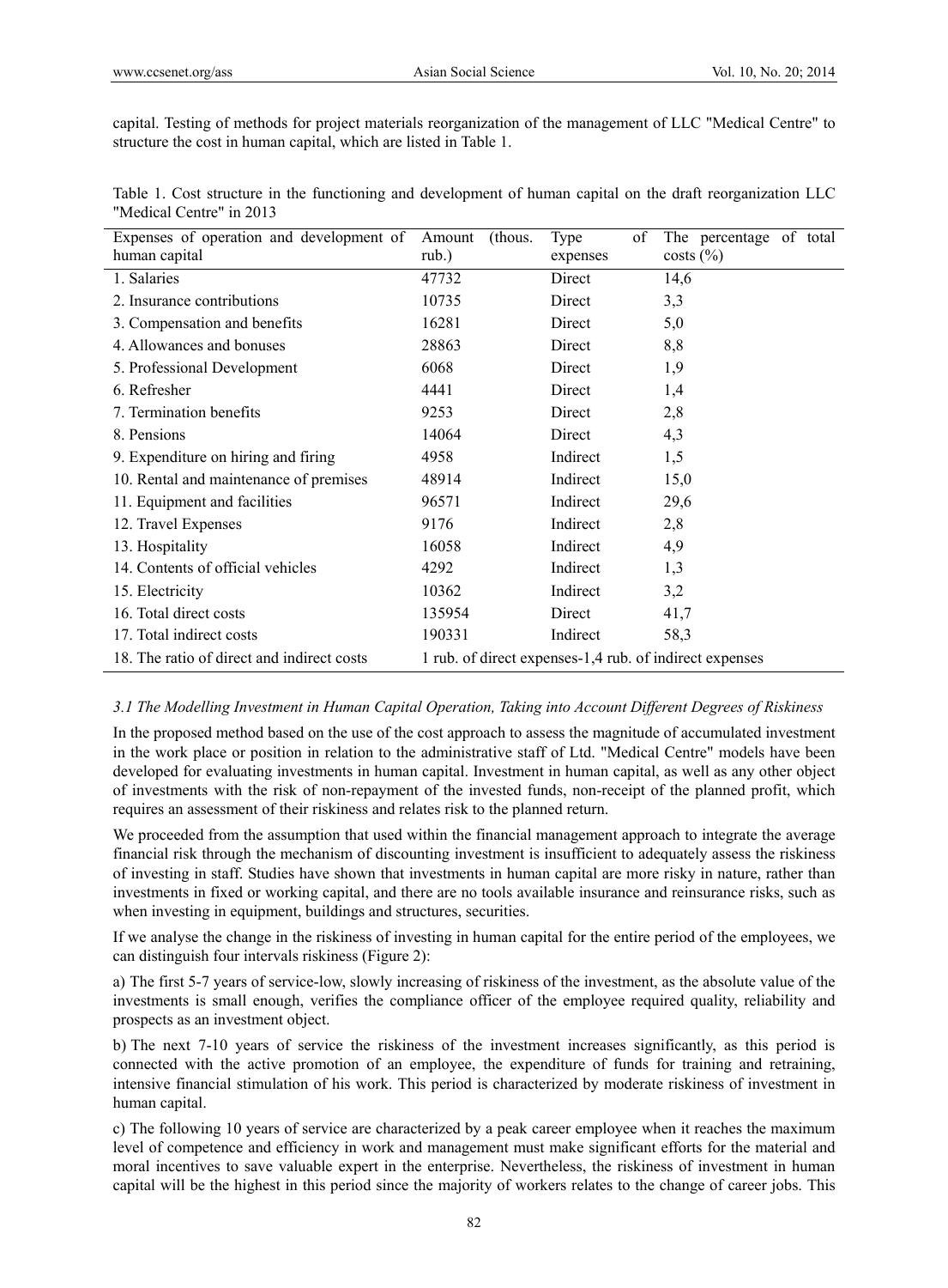capital. Testing of methods for project materials reorganization of the management of LLC "Medical Centre" to structure the cost in human capital, which are listed in Table 1.

Table 1. Cost structure in the functioning and development of human capital on the draft reorganization LLC "Medical Centre" in 2013

| Expenses of operation and development of human capital | Amount (thous. rub.) | Type of expenses | The percentage of total costs (%) |
|---|---|---|---|
| 1. Salaries | 47732 | Direct | 14,6 |
| 2. Insurance contributions | 10735 | Direct | 3,3 |
| 3. Compensation and benefits | 16281 | Direct | 5,0 |
| 4. Allowances and bonuses | 28863 | Direct | 8,8 |
| 5. Professional Development | 6068 | Direct | 1,9 |
| 6. Refresher | 4441 | Direct | 1,4 |
| 7. Termination benefits | 9253 | Direct | 2,8 |
| 8. Pensions | 14064 | Direct | 4,3 |
| 9. Expenditure on hiring and firing | 4958 | Indirect | 1,5 |
| 10. Rental and maintenance of premises | 48914 | Indirect | 15,0 |
| 11. Equipment and facilities | 96571 | Indirect | 29,6 |
| 12. Travel Expenses | 9176 | Indirect | 2,8 |
| 13. Hospitality | 16058 | Indirect | 4,9 |
| 14. Contents of official vehicles | 4292 | Indirect | 1,3 |
| 15. Electricity | 10362 | Indirect | 3,2 |
| 16. Total direct costs | 135954 | Direct | 41,7 |
| 17. Total indirect costs | 190331 | Indirect | 58,3 |
| 18. The ratio of direct and indirect costs | 1 rub. of direct expenses-1,4 rub. of indirect expenses | | |

### *3.1 The Modelling Investment in Human Capital Operation, Taking into Account Different Degrees of Riskiness*

In the proposed method based on the use of the cost approach to assess the magnitude of accumulated investment in the work place or position in relation to the administrative staff of Ltd. "Medical Centre" models have been developed for evaluating investments in human capital. Investment in human capital, as well as any other object of investments with the risk of non-repayment of the invested funds, non-receipt of the planned profit, which requires an assessment of their riskiness and relates risk to the planned return.

We proceeded from the assumption that used within the financial management approach to integrate the average financial risk through the mechanism of discounting investment is insufficient to adequately assess the riskiness of investing in staff. Studies have shown that investments in human capital are more risky in nature, rather than investments in fixed or working capital, and there are no tools available insurance and reinsurance risks, such as when investing in equipment, buildings and structures, securities.

If we analyse the change in the riskiness of investing in human capital for the entire period of the employees, we can distinguish four intervals riskiness (Figure 2):

a) The first 5-7 years of service-low, slowly increasing of riskiness of the investment, as the absolute value of the investments is small enough, verifies the compliance officer of the employee required quality, reliability and prospects as an investment object.

b) The next 7-10 years of service the riskiness of the investment increases significantly, as this period is connected with the active promotion of an employee, the expenditure of funds for training and retraining, intensive financial stimulation of his work. This period is characterized by moderate riskiness of investment in human capital.

c) The following 10 years of service are characterized by a peak career employee when it reaches the maximum level of competence and efficiency in work and management must make significant efforts for the material and moral incentives to save valuable expert in the enterprise. Nevertheless, the riskiness of investment in human capital will be the highest in this period since the majority of workers relates to the change of career jobs. This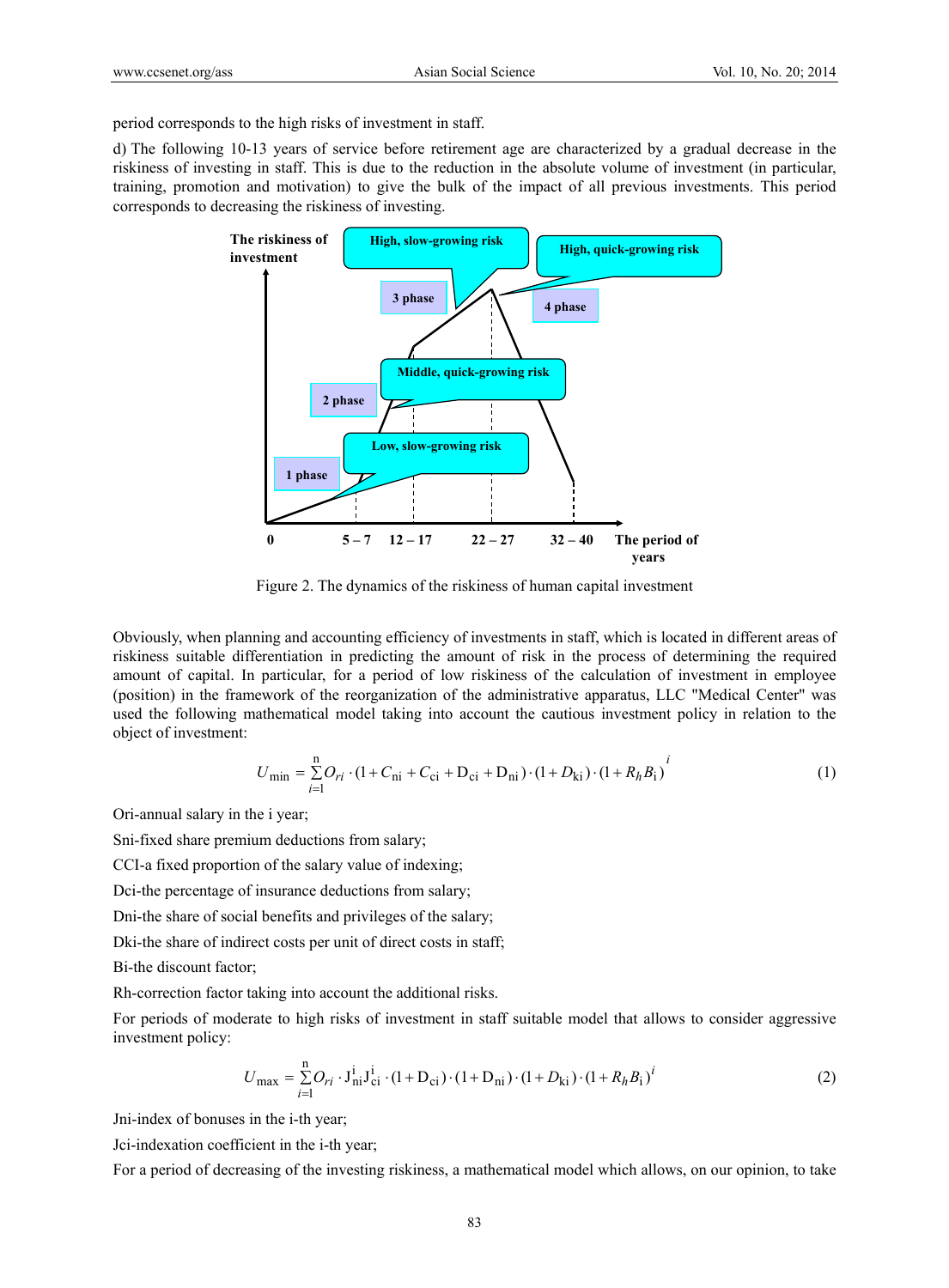period corresponds to the high risks of investment in staff.

d) The following 10-13 years of service before retirement age are characterized by a gradual decrease in the riskiness of investing in staff. This is due to the reduction in the absolute volume of investment (in particular, training, promotion and motivation) to give the bulk of the impact of all previous investments. This period corresponds to decreasing the riskiness of investing.

Figure 2. The dynamics of the riskiness of human capital investment

Obviously, when planning and accounting efficiency of investments in staff, which is located in different areas of riskiness suitable differentiation in predicting the amount of risk in the process of determining the required amount of capital. In particular, for a period of low riskiness of the calculation of investment in employee (position) in the framework of the reorganization of the administrative apparatus, LLC "Medical Center" was used the following mathematical model taking into account the cautious investment policy in relation to the object of investment:

$$U_{\min} = \sum_{i=1}^{n} O_{ri} \cdot (1 + C_{ni} + C_{ci} + D_{ci} + D_{ni}) \cdot (1 + D_{ki}) \cdot (1 + R_h B_i)^i \tag{1}$$

Ori-annual salary in the i year;

Sni-fixed share premium deductions from salary;

CCI-a fixed proportion of the salary value of indexing;

Dci-the percentage of insurance deductions from salary;

Dni-the share of social benefits and privileges of the salary;

Dki-the share of indirect costs per unit of direct costs in staff;

Bi-the discount factor;

Rh-correction factor taking into account the additional risks.

For periods of moderate to high risks of investment in staff suitable model that allows to consider aggressive investment policy:

$$U_{\max} = \sum_{i=1}^{n} O_{ri} \cdot J_{ni}^{i} J_{ci}^{i} \cdot (1 + D_{ci}) \cdot (1 + D_{ni}) \cdot (1 + D_{ki}) \cdot (1 + R_h B_i)^i \tag{2}$$

Jni-index of bonuses in the i-th year;

Jci-indexation coefficient in the i-th year;

For a period of decreasing of the investing riskiness, a mathematical model which allows, on our opinion, to take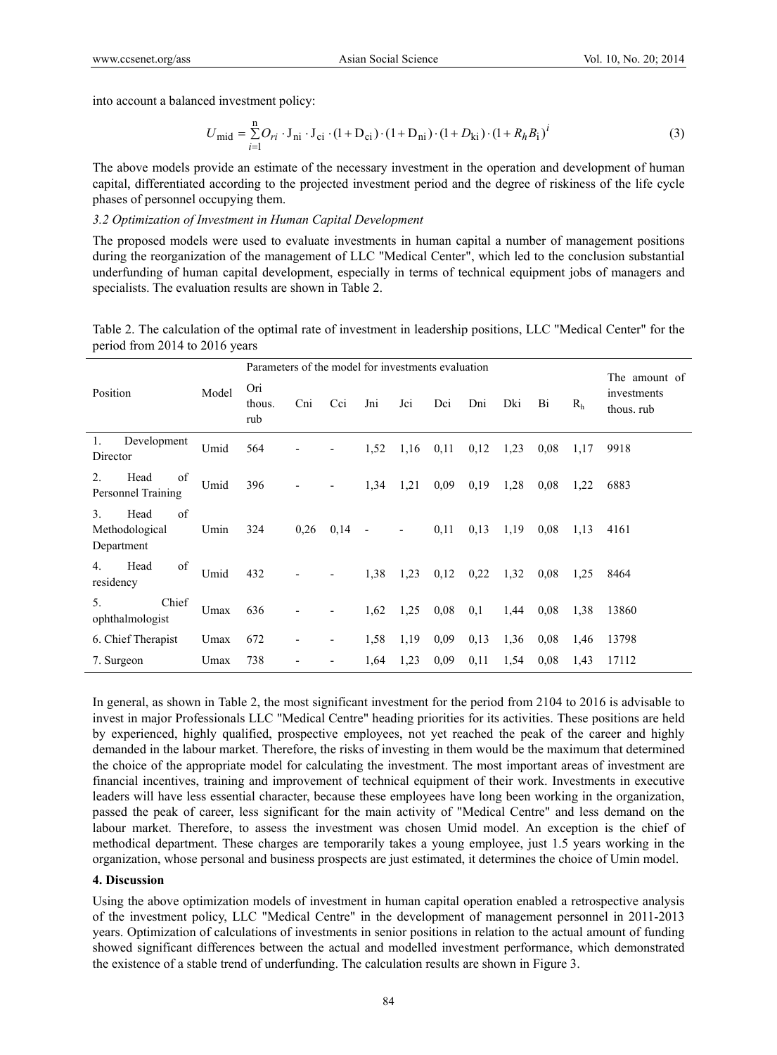into account a balanced investment policy:

$$U_{\text{mid}} = \sum_{i=1}^{n} O_{ri} \cdot \mathrm{J}_{\text{ni}} \cdot \mathrm{J}_{\text{ci}} \cdot (1 + \mathrm{D}_{\text{ci}}) \cdot (1 + \mathrm{D}_{\text{ni}}) \cdot (1 + D_{\text{ki}}) \cdot (1 + R_h B_{\text{i}})^i \tag{3}$$

The above models provide an estimate of the necessary investment in the operation and development of human capital, differentiated according to the projected investment period and the degree of riskiness of the life cycle phases of personnel occupying them.

*3.2 Optimization of Investment in Human Capital Development*

The proposed models were used to evaluate investments in human capital a number of management positions during the reorganization of the management of LLC "Medical Center", which led to the conclusion substantial underfunding of human capital development, especially in terms of technical equipment jobs of managers and specialists. The evaluation results are shown in Table 2.

Table 2. The calculation of the optimal rate of investment in leadership positions, LLC "Medical Center" for the period from 2014 to 2016 years

| Position | Model | Parameters of the model for investments evaluation | | | | | | | | | | The amount of investments thous. rub |
|---|---|---|---|---|---|---|---|---|---|---|---|---|
| | | Ori thous. rub | Cni | Cci | Jni | Jci | Dci | Dni | Dki | Bi | $R_h$ | |
| 1. Development Director | Umid | 564 | - | - | 1,52 | 1,16 | 0,11 | 0,12 | 1,23 | 0,08 | 1,17 | 9918 |
| 2. Head of Personnel Training | Umid | 396 | - | - | 1,34 | 1,21 | 0,09 | 0,19 | 1,28 | 0,08 | 1,22 | 6883 |
| 3. Head of Methodological Department | Umin | 324 | 0,26 | 0,14 | - | - | 0,11 | 0,13 | 1,19 | 0,08 | 1,13 | 4161 |
| 4. Head of residency | Umid | 432 | - | - | 1,38 | 1,23 | 0,12 | 0,22 | 1,32 | 0,08 | 1,25 | 8464 |
| 5. Chief ophthalmologist | Umax | 636 | - | - | 1,62 | 1,25 | 0,08 | 0,1 | 1,44 | 0,08 | 1,38 | 13860 |
| 6. Chief Therapist | Umax | 672 | - | - | 1,58 | 1,19 | 0,09 | 0,13 | 1,36 | 0,08 | 1,46 | 13798 |
| 7. Surgeon | Umax | 738 | - | - | 1,64 | 1,23 | 0,09 | 0,11 | 1,54 | 0,08 | 1,43 | 17112 |

In general, as shown in Table 2, the most significant investment for the period from 2104 to 2016 is advisable to invest in major Professionals LLC "Medical Centre" heading priorities for its activities. These positions are held by experienced, highly qualified, prospective employees, not yet reached the peak of the career and highly demanded in the labour market. Therefore, the risks of investing in them would be the maximum that determined the choice of the appropriate model for calculating the investment. The most important areas of investment are financial incentives, training and improvement of technical equipment of their work. Investments in executive leaders will have less essential character, because these employees have long been working in the organization, passed the peak of career, less significant for the main activity of "Medical Centre" and less demand on the labour market. Therefore, to assess the investment was chosen Umid model. An exception is the chief of methodical department. These charges are temporarily takes a young employee, just 1.5 years working in the organization, whose personal and business prospects are just estimated, it determines the choice of Umin model.

## 4. Discussion

Using the above optimization models of investment in human capital operation enabled a retrospective analysis of the investment policy, LLC "Medical Centre" in the development of management personnel in 2011-2013 years. Optimization of calculations of investments in senior positions in relation to the actual amount of funding showed significant differences between the actual and modelled investment performance, which demonstrated the existence of a stable trend of underfunding. The calculation results are shown in Figure 3.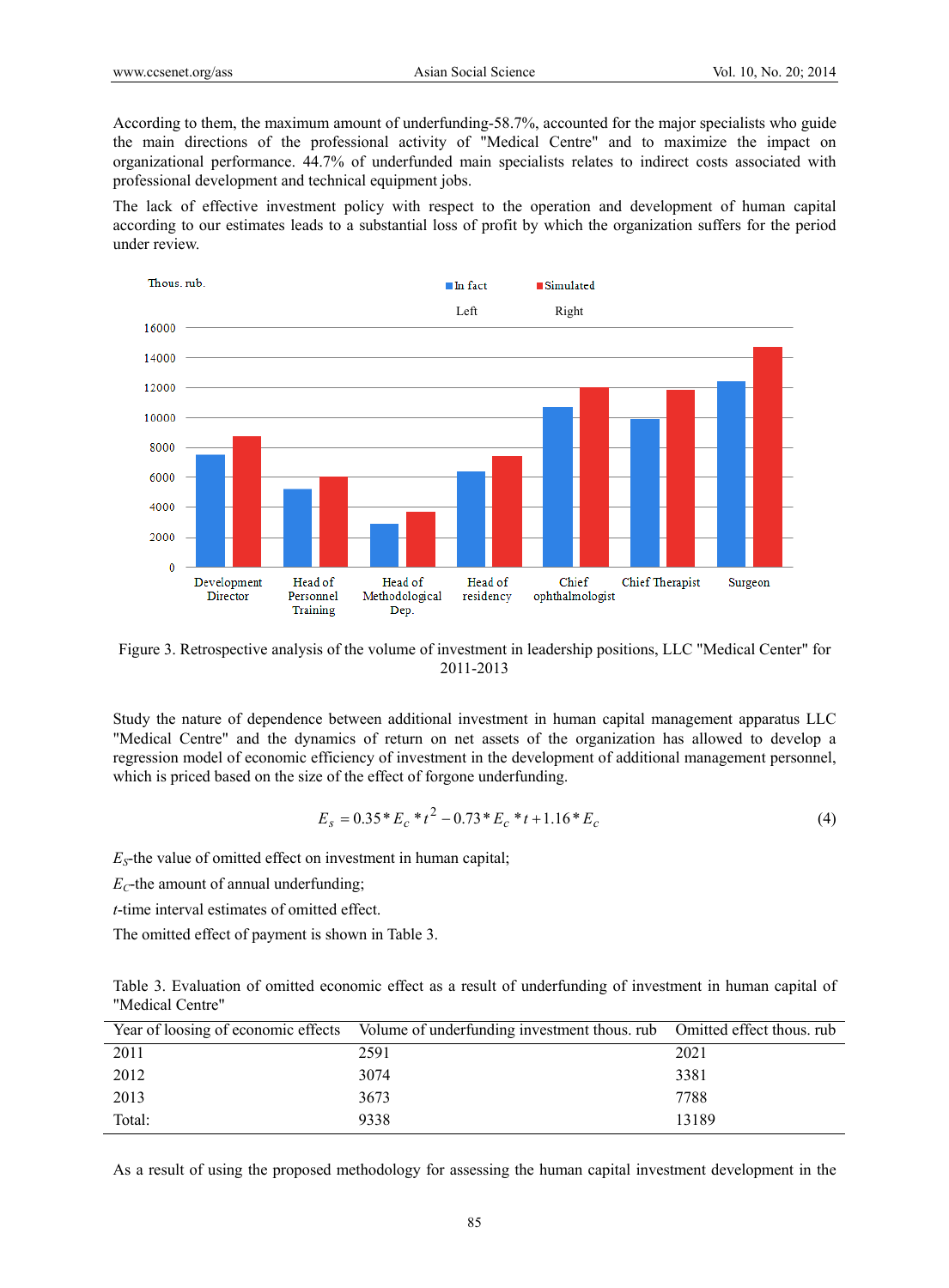According to them, the maximum amount of underfunding-58.7%, accounted for the major specialists who guide the main directions of the professional activity of "Medical Centre" and to maximize the impact on organizational performance. 44.7% of underfunded main specialists relates to indirect costs associated with professional development and technical equipment jobs.

The lack of effective investment policy with respect to the operation and development of human capital according to our estimates leads to a substantial loss of profit by which the organization suffers for the period under review.

Figure 3. Retrospective analysis of the volume of investment in leadership positions, LLC "Medical Center" for 2011-2013

Study the nature of dependence between additional investment in human capital management apparatus LLC "Medical Centre" and the dynamics of return on net assets of the organization has allowed to develop a regression model of economic efficiency of investment in the development of additional management personnel, which is priced based on the size of the effect of forgone underfunding.

$$E_s = 0.35 * E_c * t^2 - 0.73 * E_c * t + 1.16 * E_c \quad (4)$$

$E_S$-the value of omitted effect on investment in human capital;

$E_C$-the amount of annual underfunding;

$t$-time interval estimates of omitted effect.

The omitted effect of payment is shown in Table 3.

Table 3. Evaluation of omitted economic effect as a result of underfunding of investment in human capital of "Medical Centre"

| Year of loosing of economic effects | Volume of underfunding investment thous. rub | Omitted effect thous. rub |
|---|---|---|
| 2011 | 2591 | 2021 |
| 2012 | 3074 | 3381 |
| 2013 | 3673 | 7788 |
| Total: | 9338 | 13189 |

As a result of using the proposed methodology for assessing the human capital investment development in the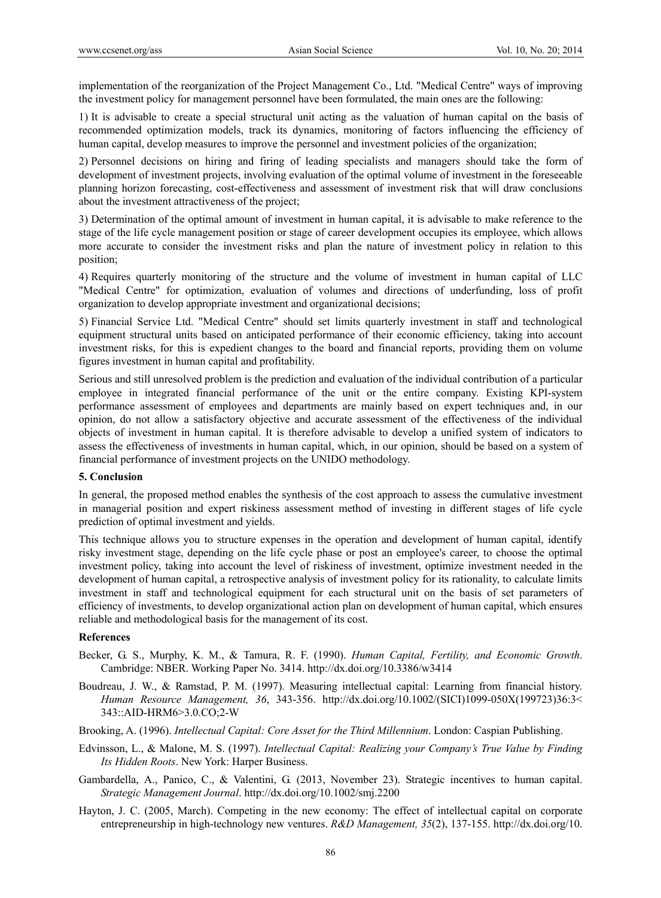implementation of the reorganization of the Project Management Co., Ltd. "Medical Centre" ways of improving the investment policy for management personnel have been formulated, the main ones are the following:

1) It is advisable to create a special structural unit acting as the valuation of human capital on the basis of recommended optimization models, track its dynamics, monitoring of factors influencing the efficiency of human capital, develop measures to improve the personnel and investment policies of the organization;

2) Personnel decisions on hiring and firing of leading specialists and managers should take the form of development of investment projects, involving evaluation of the optimal volume of investment in the foreseeable planning horizon forecasting, cost-effectiveness and assessment of investment risk that will draw conclusions about the investment attractiveness of the project;

3) Determination of the optimal amount of investment in human capital, it is advisable to make reference to the stage of the life cycle management position or stage of career development occupies its employee, which allows more accurate to consider the investment risks and plan the nature of investment policy in relation to this position;

4) Requires quarterly monitoring of the structure and the volume of investment in human capital of LLC "Medical Centre" for optimization, evaluation of volumes and directions of underfunding, loss of profit organization to develop appropriate investment and organizational decisions;

5) Financial Service Ltd. "Medical Centre" should set limits quarterly investment in staff and technological equipment structural units based on anticipated performance of their economic efficiency, taking into account investment risks, for this is expedient changes to the board and financial reports, providing them on volume figures investment in human capital and profitability.

Serious and still unresolved problem is the prediction and evaluation of the individual contribution of a particular employee in integrated financial performance of the unit or the entire company. Existing KPI-system performance assessment of employees and departments are mainly based on expert techniques and, in our opinion, do not allow a satisfactory objective and accurate assessment of the effectiveness of the individual objects of investment in human capital. It is therefore advisable to develop a unified system of indicators to assess the effectiveness of investments in human capital, which, in our opinion, should be based on a system of financial performance of investment projects on the UNIDO methodology.

## 5. Conclusion

In general, the proposed method enables the synthesis of the cost approach to assess the cumulative investment in managerial position and expert riskiness assessment method of investing in different stages of life cycle prediction of optimal investment and yields.

This technique allows you to structure expenses in the operation and development of human capital, identify risky investment stage, depending on the life cycle phase or post an employee's career, to choose the optimal investment policy, taking into account the level of riskiness of investment, optimize investment needed in the development of human capital, a retrospective analysis of investment policy for its rationality, to calculate limits investment in staff and technological equipment for each structural unit on the basis of set parameters of efficiency of investments, to develop organizational action plan on development of human capital, which ensures reliable and methodological basis for the management of its cost.

## References

Becker, G. S., Murphy, K. M., & Tamura, R. F. (1990). *Human Capital, Fertility, and Economic Growth*. Cambridge: NBER. Working Paper No. 3414. http://dx.doi.org/10.3386/w3414

Boudreau, J. W., & Ramstad, P. M. (1997). Measuring intellectual capital: Learning from financial history. *Human Resource Management, 36*, 343-356. http://dx.doi.org/10.1002/(SICI)1099-050X(199723)36:3<343::AID-HRM6>3.0.CO;2-W

Brooking, A. (1996). *Intellectual Capital: Core Asset for the Third Millennium*. London: Caspian Publishing.

Edvinsson, L., & Malone, M. S. (1997). *Intellectual Capital: Realizing your Company's True Value by Finding Its Hidden Roots*. New York: Harper Business.

Gambardella, A., Panico, C., & Valentini, G. (2013, November 23). Strategic incentives to human capital. *Strategic Management Journal*. http://dx.doi.org/10.1002/smj.2200

Hayton, J. C. (2005, March). Competing in the new economy: The effect of intellectual capital on corporate entrepreneurship in high-technology new ventures. *R&D Management, 35*(2), 137-155. http://dx.doi.org/10.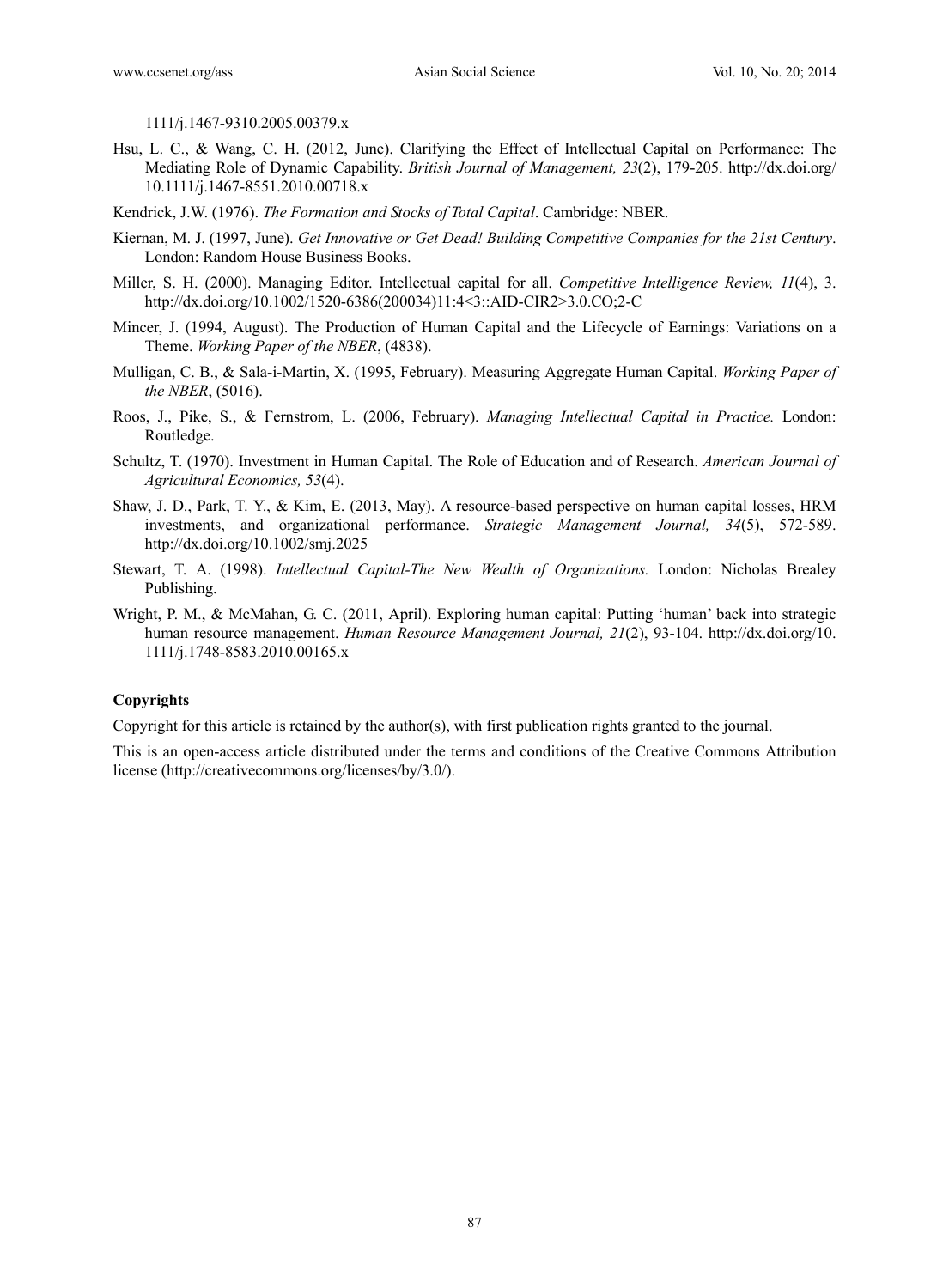1111/j.1467-9310.2005.00379.x

Hsu, L. C., & Wang, C. H. (2012, June). Clarifying the Effect of Intellectual Capital on Performance: The Mediating Role of Dynamic Capability. *British Journal of Management, 23*(2), 179-205. http://dx.doi.org/10.1111/j.1467-8551.2010.00718.x

Kendrick, J.W. (1976). *The Formation and Stocks of Total Capital*. Cambridge: NBER.

Kiernan, M. J. (1997, June). *Get Innovative or Get Dead! Building Competitive Companies for the 21st Century*. London: Random House Business Books.

Miller, S. H. (2000). Managing Editor. Intellectual capital for all. *Competitive Intelligence Review, 11*(4), 3. http://dx.doi.org/10.1002/1520-6386(200034)11:4<3::AID-CIR2>3.0.CO;2-C

Mincer, J. (1994, August). The Production of Human Capital and the Lifecycle of Earnings: Variations on a Theme. *Working Paper of the NBER*, (4838).

Mulligan, C. B., & Sala-i-Martin, X. (1995, February). Measuring Aggregate Human Capital. *Working Paper of the NBER*, (5016).

Roos, J., Pike, S., & Fernstrom, L. (2006, February). *Managing Intellectual Capital in Practice.* London: Routledge.

Schultz, T. (1970). Investment in Human Capital. The Role of Education and of Research. *American Journal of Agricultural Economics, 53*(4).

Shaw, J. D., Park, T. Y., & Kim, E. (2013, May). A resource-based perspective on human capital losses, HRM investments, and organizational performance. *Strategic Management Journal, 34*(5), 572-589. http://dx.doi.org/10.1002/smj.2025

Stewart, T. A. (1998). *Intellectual Capital-The New Wealth of Organizations.* London: Nicholas Brealey Publishing.

Wright, P. M., & McMahan, G. C. (2011, April). Exploring human capital: Putting 'human' back into strategic human resource management. *Human Resource Management Journal, 21*(2), 93-104. http://dx.doi.org/10.1111/j.1748-8583.2010.00165.x

## Copyrights

Copyright for this article is retained by the author(s), with first publication rights granted to the journal.

This is an open-access article distributed under the terms and conditions of the Creative Commons Attribution license (http://creativecommons.org/licenses/by/3.0/).